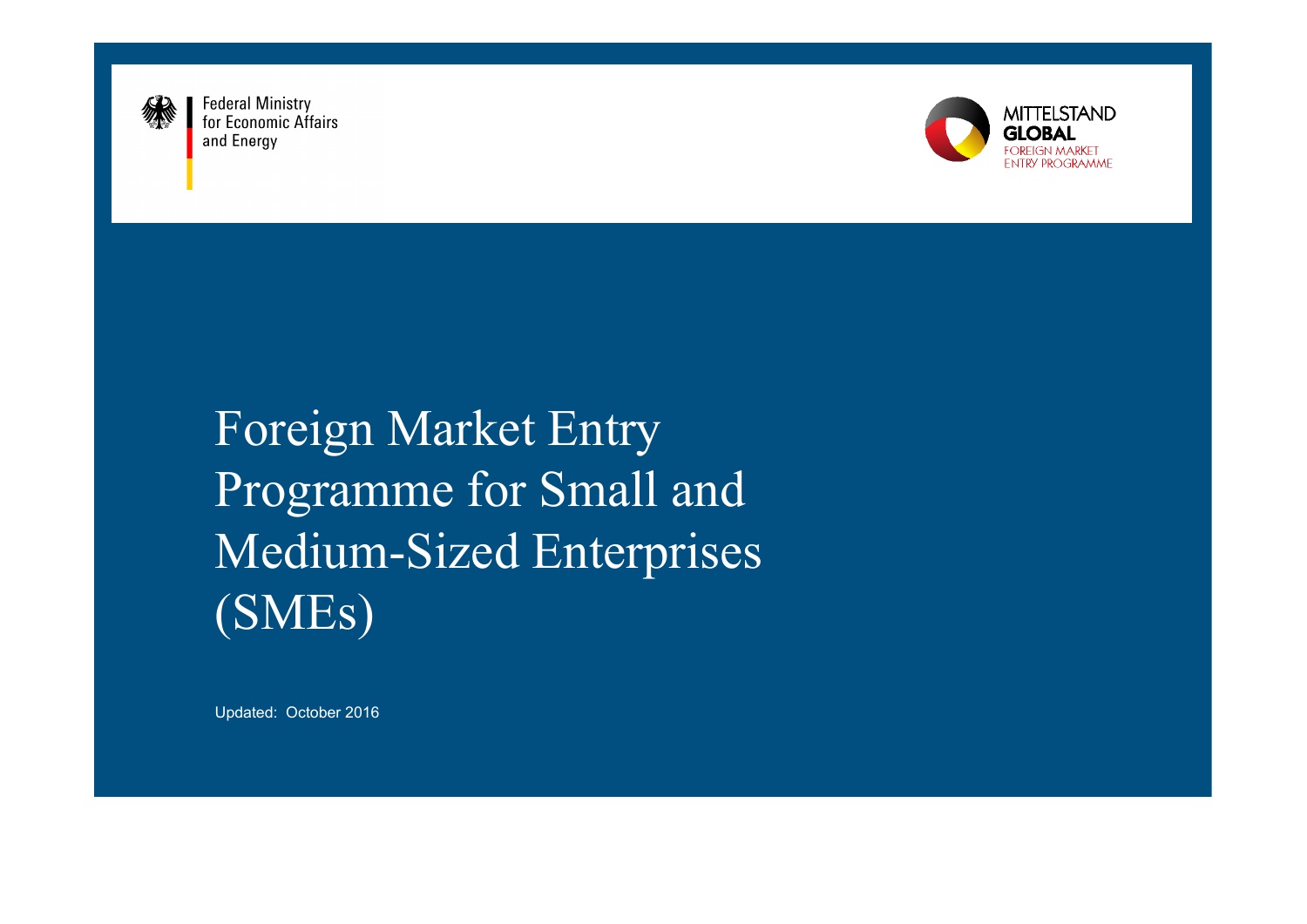Federal Ministry
for Economic Affairs
and Energy

MITTELSTAND
GLOBAL
FOREIGN MARKET
ENTRY PROGRAMME

# Foreign Market Entry Programme for Small and Medium-Sized Enterprises (SMEs)

Updated: October 2016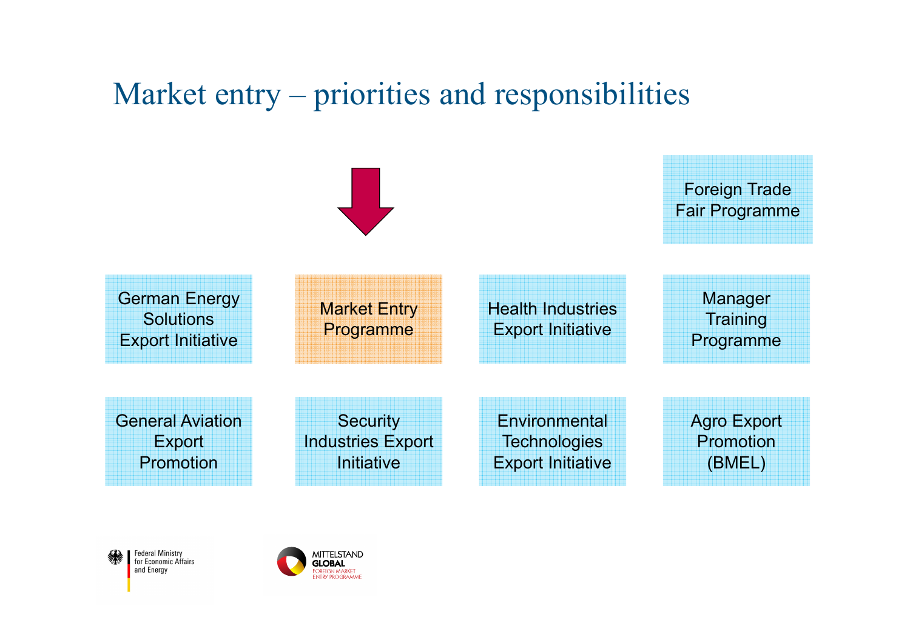# Market entry – priorities and responsibilities

- Foreign Trade Fair Programme
- German Energy Solutions Export Initiative
- Market Entry Programme
- Health Industries Export Initiative
- Manager Training Programme
- General Aviation Export Promotion
- Security Industries Export Initiative
- Environmental Technologies Export Initiative
- Agro Export Promotion (BMEL)

Federal Ministry for Economic Affairs and Energy

MITTELSTAND GLOBAL
FOREIGN MARKET ENTRY PROGRAMME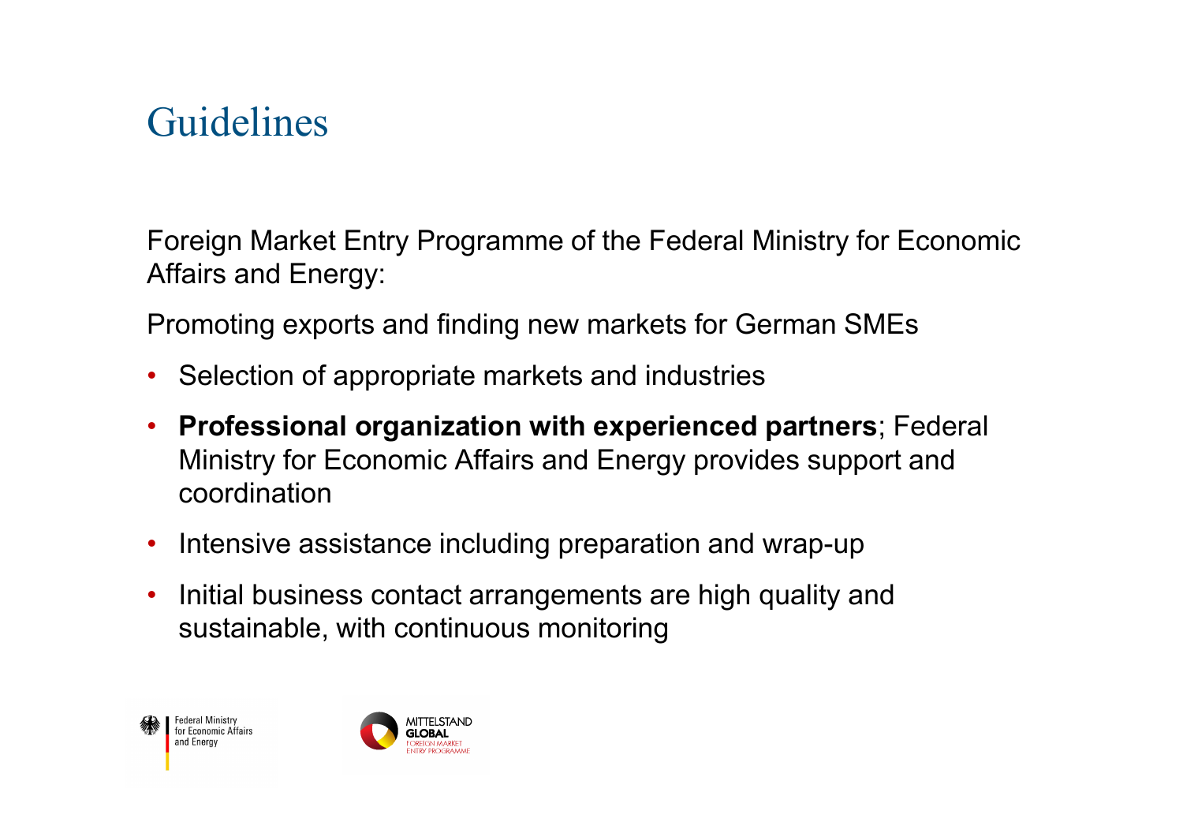# Guidelines

Foreign Market Entry Programme of the Federal Ministry for Economic Affairs and Energy:

Promoting exports and finding new markets for German SMEs

- Selection of appropriate markets and industries
- **Professional organization with experienced partners**; Federal Ministry for Economic Affairs and Energy provides support and coordination
- Intensive assistance including preparation and wrap-up
- Initial business contact arrangements are high quality and sustainable, with continuous monitoring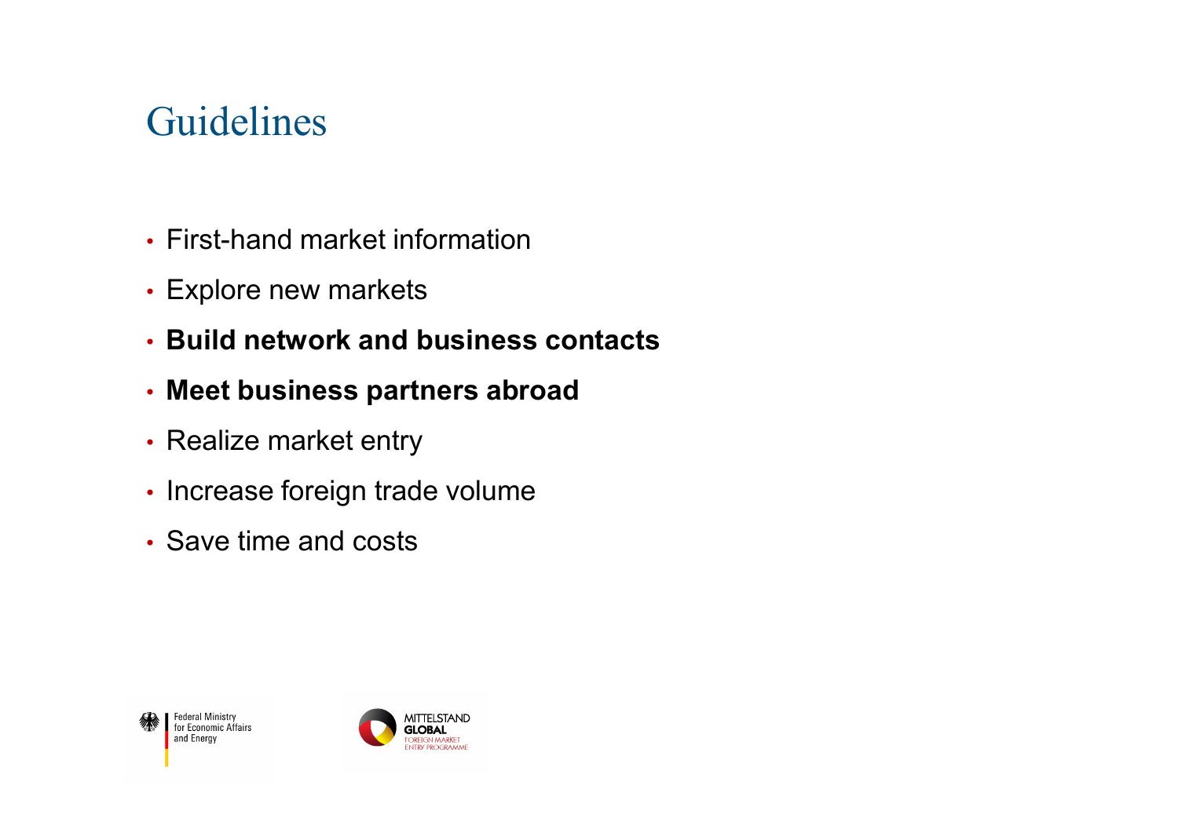# Guidelines

- First-hand market information
- Explore new markets
- **Build network and business contacts**
- **Meet business partners abroad**
- Realize market entry
- Increase foreign trade volume
- Save time and costs

Federal Ministry for Economic Affairs and Energy

MITTELSTAND GLOBAL FOREIGN MARKET ENTRY PROGRAMME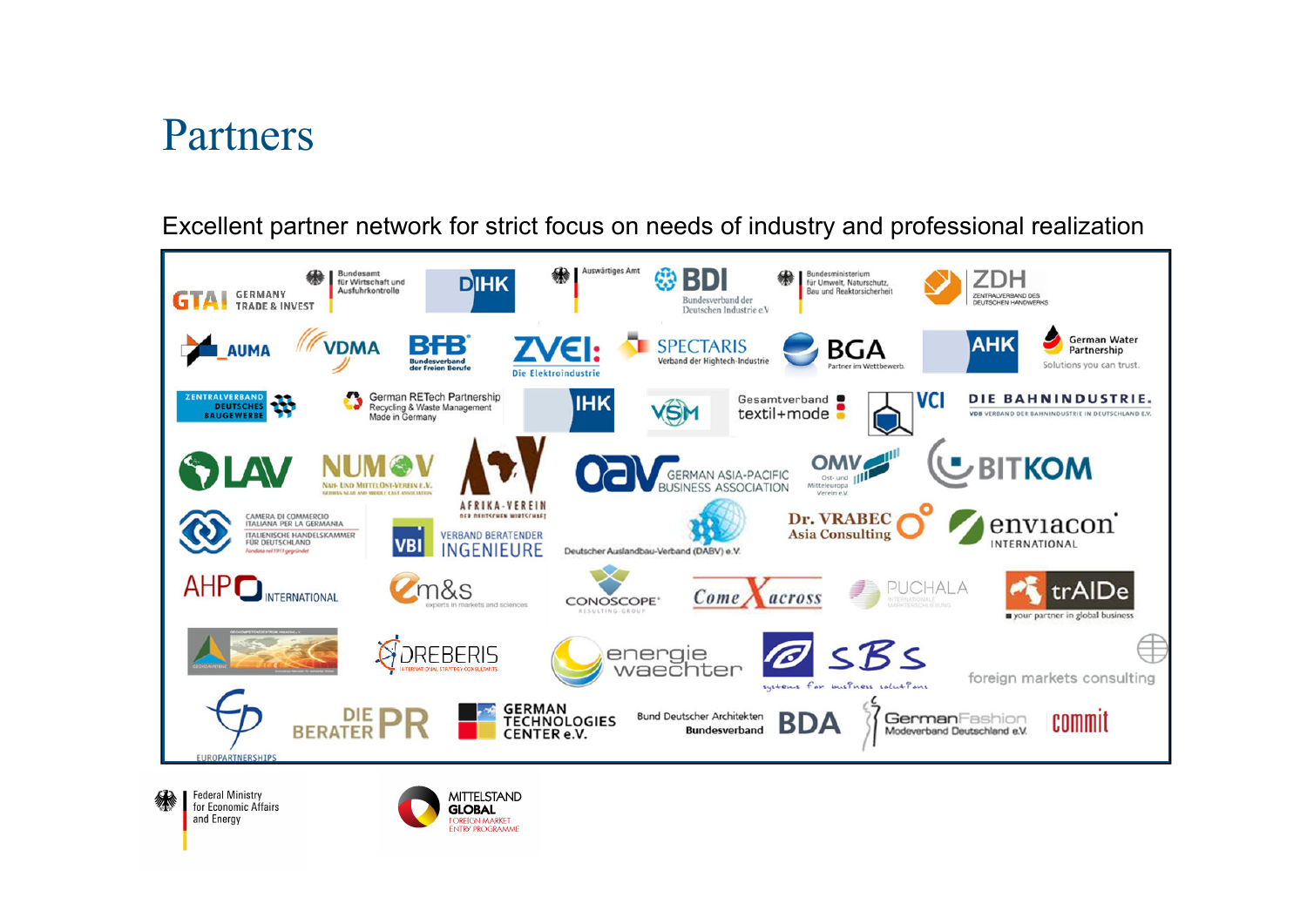# Partners

Excellent partner network for strict focus on needs of industry and professional realization

GTAI GERMANY TRADE & INVEST

Bundesamt für Wirtschaft und Ausfuhrkontrolle

DIHK

Auswärtiges Amt

BDI Bundesverband der Deutschen Industrie e.V.

Bundesministerium für Umwelt, Naturschutz, Bau und Reaktorsicherheit

ZDH ZENTRALVERBAND DES DEUTSCHEN HANDWERKS

AUMA

VDMA

BFB Bundesverband der Freien Berufe

ZVEI: Die Elektroindustrie

SPECTARIS Verband der Hightech-Industrie

BGA Partner im Wettbewerb.

AHK

German Water Partnership – Solutions you can trust.

ZENTRALVERBAND DEUTSCHES BAUGEWERBE

German RETech Partnership – Recycling & Waste Management Made in Germany

IHK

VSM

Gesamtverband textil+mode

VCI

DIE BAHNINDUSTRIE. VDB VERBAND DER BAHNINDUSTRIE IN DEUTSCHLAND E.V.

LAV

NUMOV Nah- und Mittelost-Verein e.V.

AFRIKA-VEREIN der deutschen Wirtschaft

OAV GERMAN ASIA-PACIFIC BUSINESS ASSOCIATION

OMV Ost- und Mitteleuropa Verein e.V.

BITKOM

CAMERA DI COMMERCIO ITALIANA PER LA GERMANIA – ITALIENISCHE HANDELSKAMMER FÜR DEUTSCHLAND

VBI VERBAND BERATENDER INGENIEURE

Deutscher Auslandbau-Verband (DABV) e.V.

Dr. VRABEC Asia Consulting

enviacon INTERNATIONAL

AHP INTERNATIONAL

m&s experts in markets and sciences

CONOSCOPE

Come across

PUCHALA

trAIDe – your partner in global business

DREBERIS

energie waechter

SBS systems for business solutions

foreign markets consulting

EUROPARTNERSHIPS

DIE BERATER PR

GERMAN TECHNOLOGIES CENTER e.V.

Bund Deutscher Architekten Bundesverband BDA

GermanFashion Modeverband Deutschland e.V.

commit

Federal Ministry for Economic Affairs and Energy

MITTELSTAND GLOBAL FOREIGN MARKET ENTRY PROGRAMME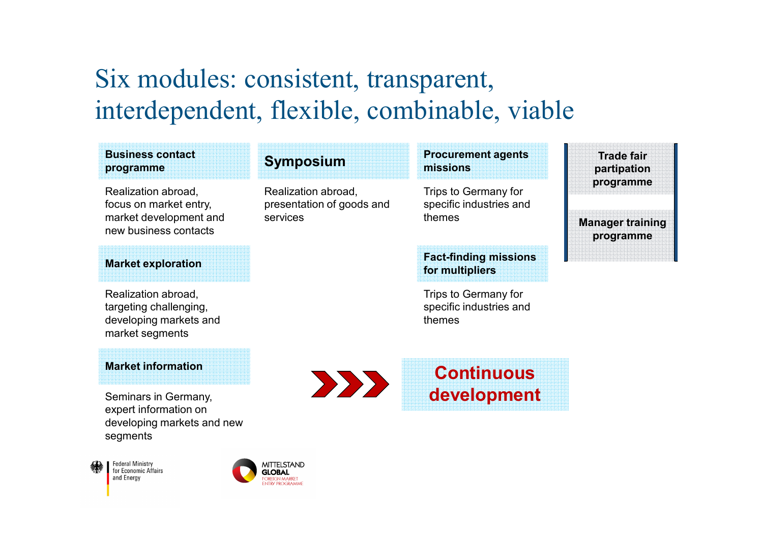# Six modules: consistent, transparent, interdependent, flexible, combinable, viable

**Business contact programme**

Realization abroad, focus on market entry, market development and new business contacts

**Market exploration**

Realization abroad, targeting challenging, developing markets and market segments

**Market information**

Seminars in Germany, expert information on developing markets and new segments

**Symposium**

Realization abroad, presentation of goods and services

**Procurement agents missions**

Trips to Germany for specific industries and themes

**Fact-finding missions for multipliers**

Trips to Germany for specific industries and themes

**Trade fair partipation programme**

**Manager training programme**

**Continuous development**

Federal Ministry for Economic Affairs and Energy

MITTELSTAND GLOBAL FOREIGN MARKET ENTRY PROGRAMME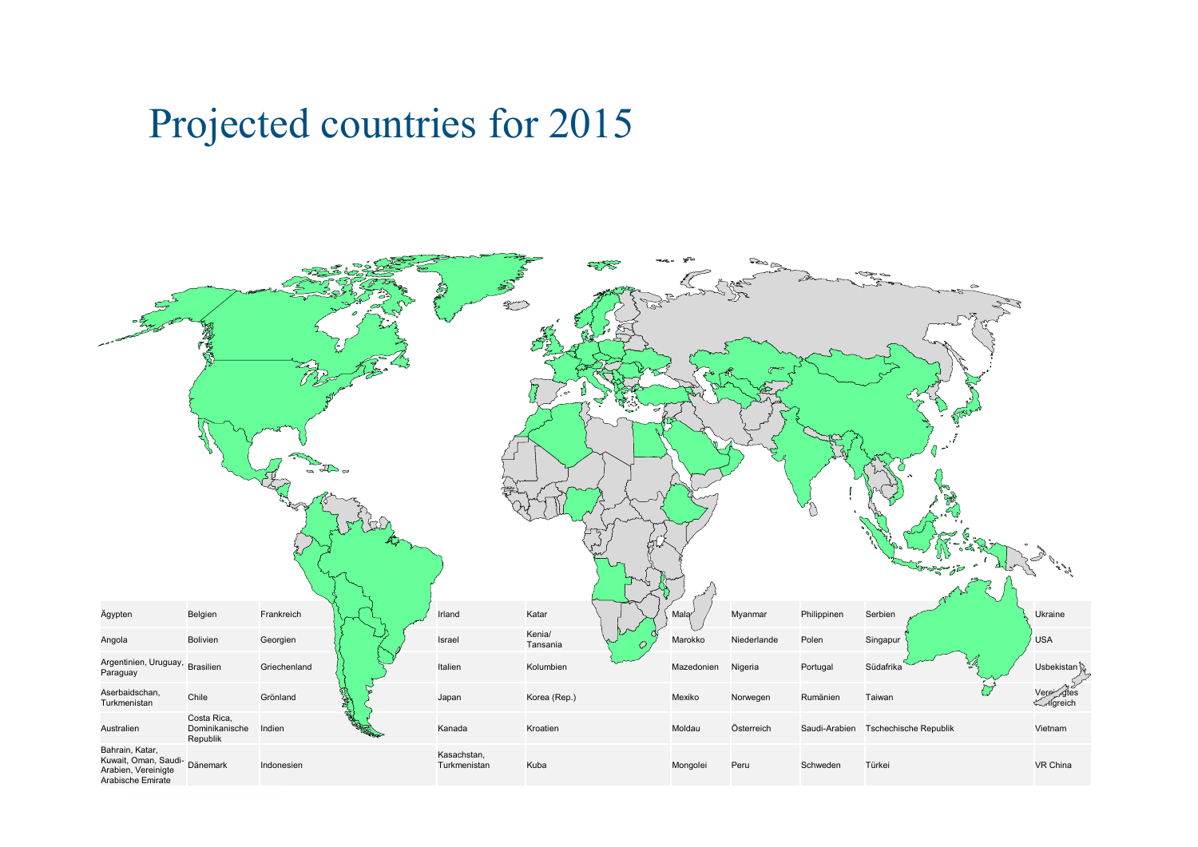# Projected countries for 2015

| | | | | | | | | | |
|---|---|---|---|---|---|---|---|---|---|
| Ägypten | Belgien | Frankreich | Irland | Katar | Malawi | Myanmar | Philippinen | Serbien | Ukraine |
| Angola | Bolivien | Georgien | Israel | Kenia/ Tansania | Marokko | Niederlande | Polen | Singapur | USA |
| Argentinien, Uruguay, Paraguay | Brasilien | Griechenland | Italien | Kolumbien | Mazedonien | Nigeria | Portugal | Südafrika | Usbekistan |
| Aserbaidschan, Turkmenistan | Chile | Grönland | Japan | Korea (Rep.) | Mexiko | Norwegen | Rumänien | Taiwan | Vereinigtes Königreich |
| Australien | Costa Rica, Dominikanische Republik | Indien | Kanada | Kroatien | Moldau | Österreich | Saudi-Arabien | Tschechische Republik | Vietnam |
| Bahrain, Katar, Kuwait, Oman, Saudi-Arabien, Vereinigte Arabische Emirate | Dänemark | Indonesien | Kasachstan, Turkmenistan | Kuba | Mongolei | Peru | Schweden | Türkei | VR China |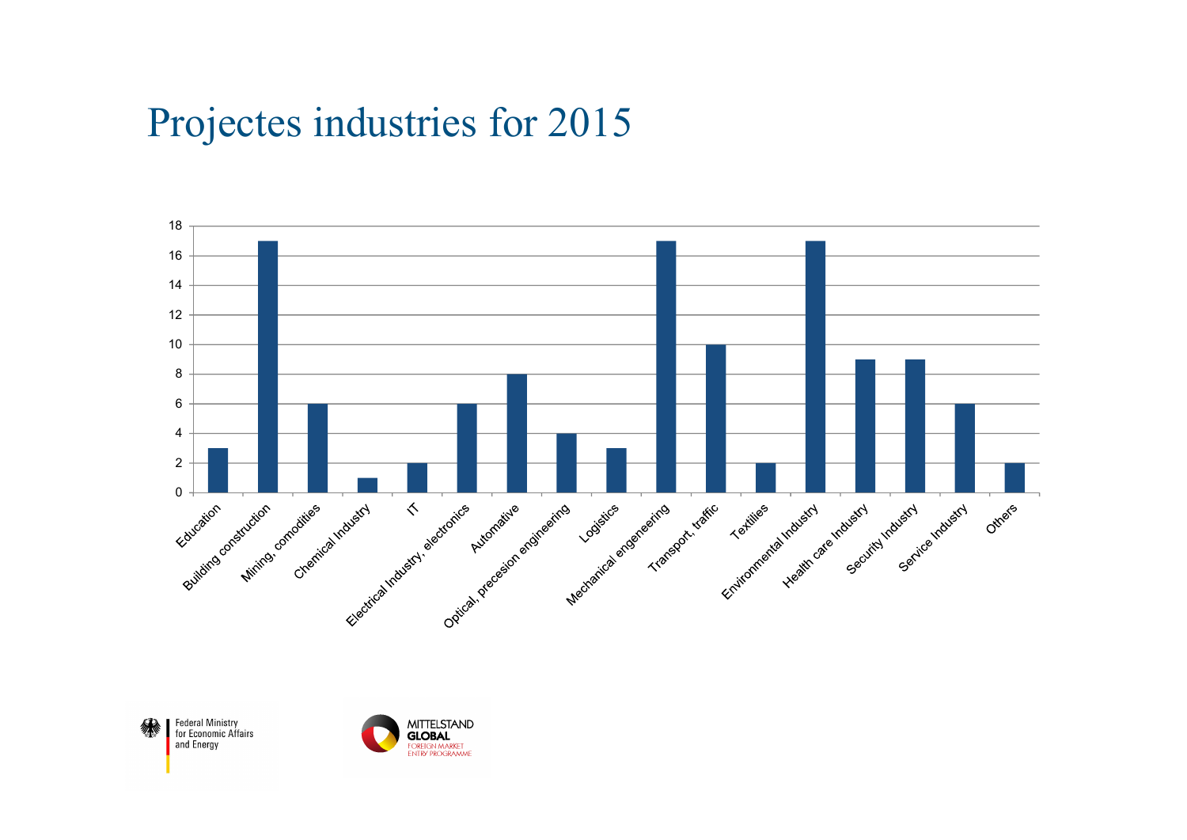# Projectes industries for 2015

| Industry | Value |
|---|---|
| Education | 3 |
| Building construction | 17 |
| Mining, comodities | 6 |
| Chemical Industry | 1 |
| IT | 2 |
| Electrical Industry, electronics | 6 |
| Automative | 8 |
| Optical, precesion engineering | 4 |
| Logistics | 3 |
| Mechanical engeneering | 17 |
| Transport, traffic | 10 |
| Textilies | 2 |
| Environmental Industry | 17 |
| Health care Industry | 9 |
| Security Industry | 9 |
| Service Industry | 6 |
| Others | 2 |

Federal Ministry for Economic Affairs and Energy

MITTELSTAND GLOBAL FOREIGN MARKET ENTRY PROGRAMME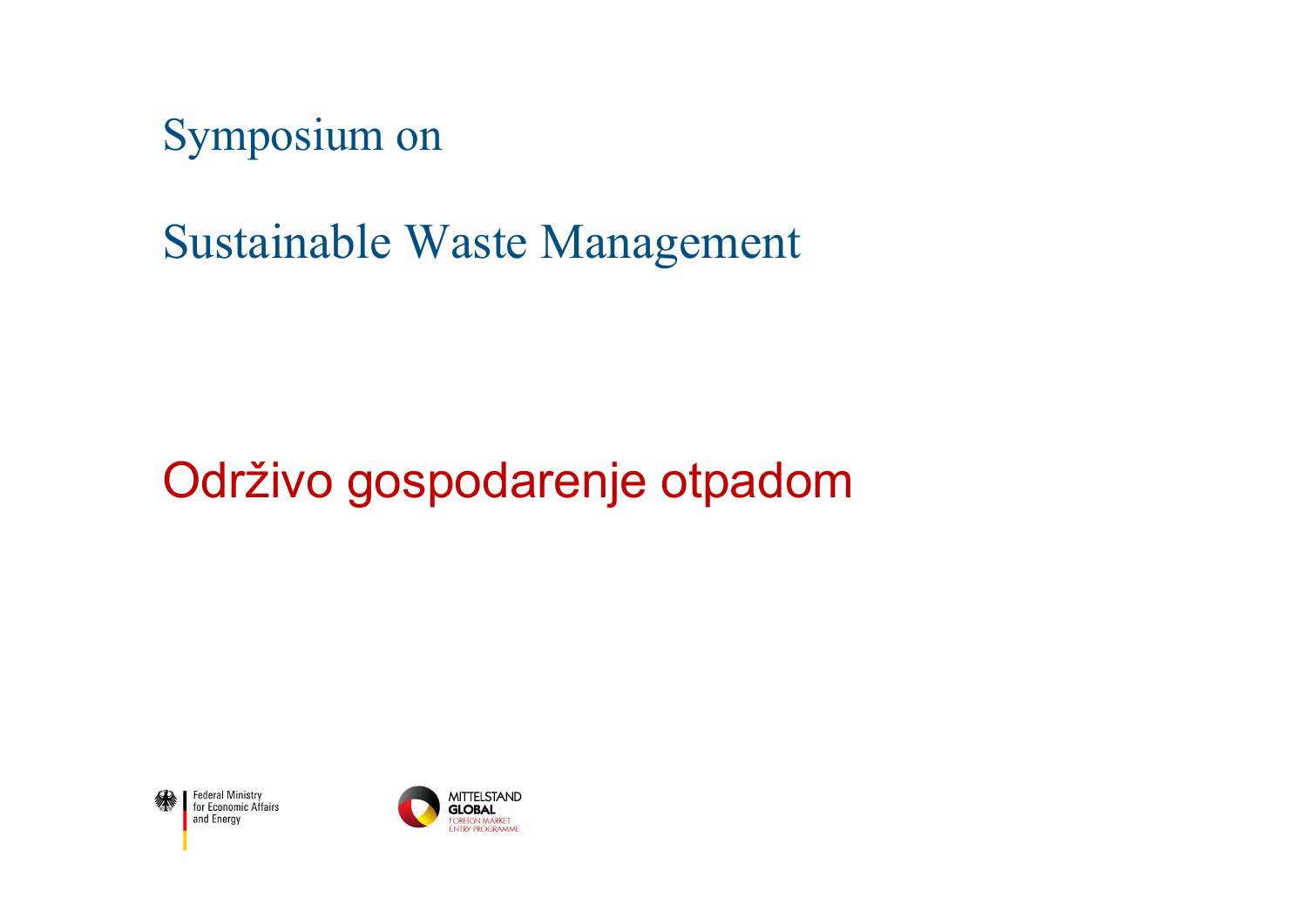# Symposium on

# Sustainable Waste Management

## Održivo gospodarenje otpadom

Federal Ministry for Economic Affairs and Energy

MITTELSTAND GLOBAL FOREIGN MARKET ENTRY PROGRAMME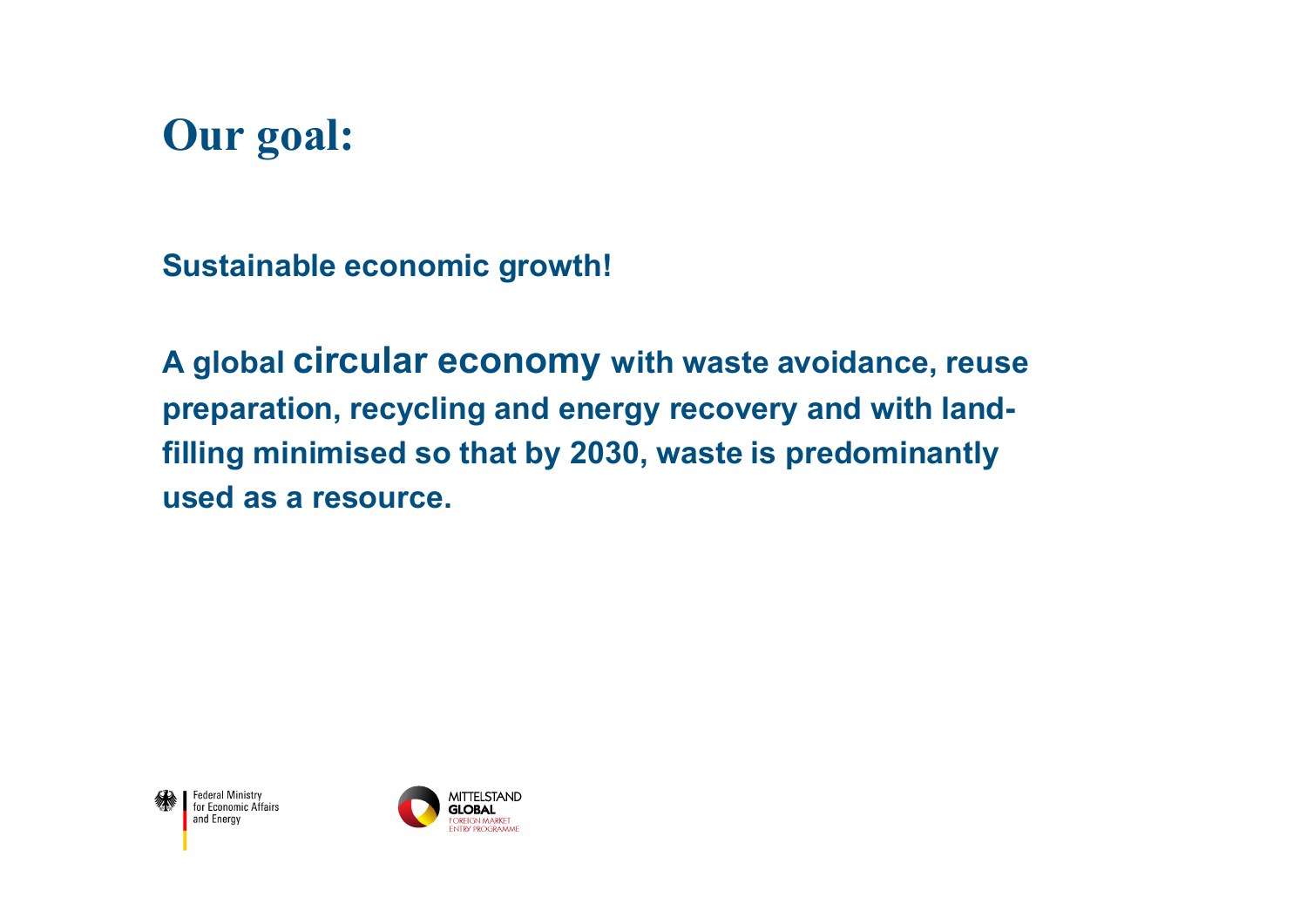# Our goal:

**Sustainable economic growth!**

**A global circular economy with waste avoidance, reuse preparation, recycling and energy recovery and with land-filling minimised so that by 2030, waste is predominantly used as a resource.**

Federal Ministry for Economic Affairs and Energy

MITTELSTAND GLOBAL FOREIGN MARKET ENTRY PROGRAMME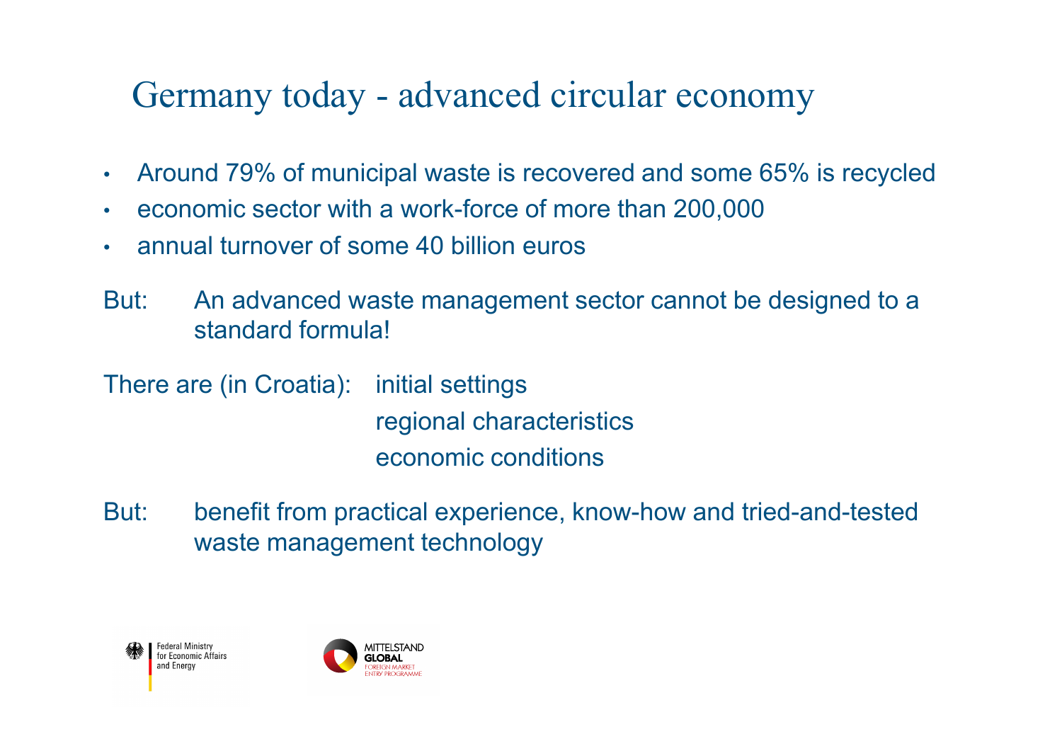# Germany today - advanced circular economy

- Around 79% of municipal waste is recovered and some 65% is recycled
- economic sector with a work-force of more than 200,000
- annual turnover of some 40 billion euros

But: An advanced waste management sector cannot be designed to a standard formula!

There are (in Croatia): initial settings
regional characteristics
economic conditions

But: benefit from practical experience, know-how and tried-and-tested waste management technology

Federal Ministry for Economic Affairs and Energy

MITTELSTAND GLOBAL
FOREIGN MARKET ENTRY PROGRAMME